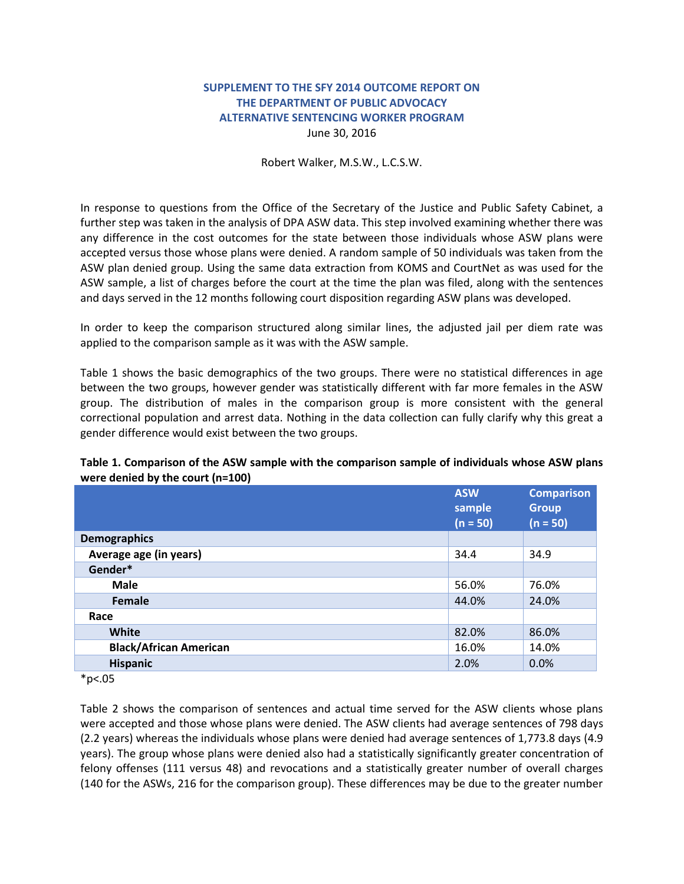# SUPPLEMENT TO THE SFY 2014 OUTCOME REPORT ON THE DEPARTMENT OF PUBLIC ADVOCACY ALTERNATIVE SENTENCING WORKER PROGRAM

June 30, 2016

Robert Walker, M.S.W., L.C.S.W.

In response to questions from the Office of the Secretary of the Justice and Public Safety Cabinet, a further step was taken in the analysis of DPA ASW data. This step involved examining whether there was any difference in the cost outcomes for the state between those individuals whose ASW plans were accepted versus those whose plans were denied. A random sample of 50 individuals was taken from the ASW plan denied group. Using the same data extraction from KOMS and CourtNet as was used for the ASW sample, a list of charges before the court at the time the plan was filed, along with the sentences and days served in the 12 months following court disposition regarding ASW plans was developed.

In order to keep the comparison structured along similar lines, the adjusted jail per diem rate was applied to the comparison sample as it was with the ASW sample.

Table 1 shows the basic demographics of the two groups. There were no statistical differences in age between the two groups, however gender was statistically different with far more females in the ASW group. The distribution of males in the comparison group is more consistent with the general correctional population and arrest data. Nothing in the data collection can fully clarify why this great a gender difference would exist between the two groups.

**Table 1. Comparison of the ASW sample with the comparison sample of individuals whose ASW plans were denied by the court (n=100)**

| | ASW sample (n = 50) | Comparison Group (n = 50) |
|---|---|---|
| **Demographics** | | |
| **Average age (in years)** | 34.4 | 34.9 |
| **Gender*** | | |
| **Male** | 56.0% | 76.0% |
| **Female** | 44.0% | 24.0% |
| **Race** | | |
| **White** | 82.0% | 86.0% |
| **Black/African American** | 16.0% | 14.0% |
| **Hispanic** | 2.0% | 0.0% |

*$p<.05$

Table 2 shows the comparison of sentences and actual time served for the ASW clients whose plans were accepted and those whose plans were denied. The ASW clients had average sentences of 798 days (2.2 years) whereas the individuals whose plans were denied had average sentences of 1,773.8 days (4.9 years). The group whose plans were denied also had a statistically significantly greater concentration of felony offenses (111 versus 48) and revocations and a statistically greater number of overall charges (140 for the ASWs, 216 for the comparison group). These differences may be due to the greater number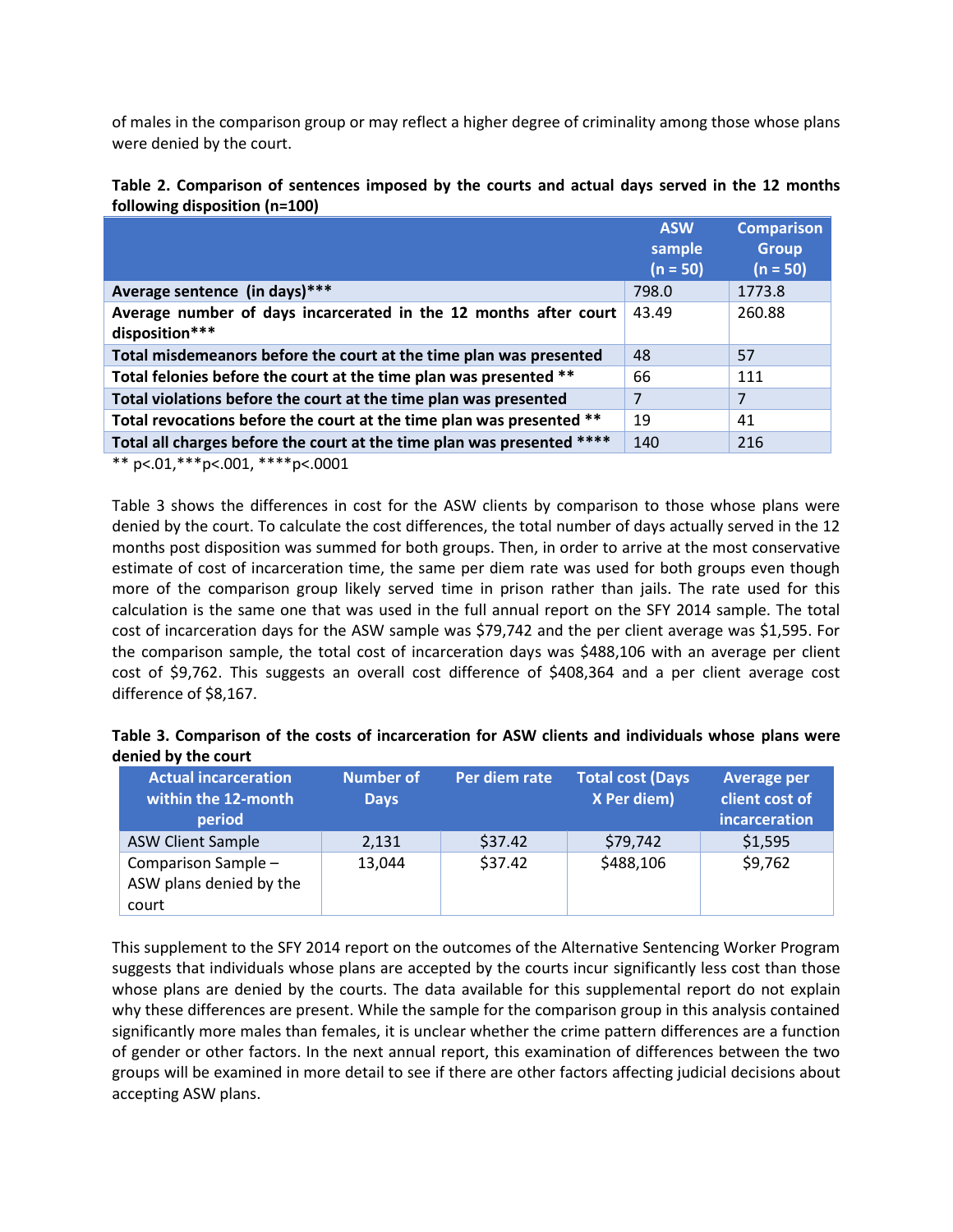of males in the comparison group or may reflect a higher degree of criminality among those whose plans were denied by the court.

**Table 2. Comparison of sentences imposed by the courts and actual days served in the 12 months following disposition (n=100)**

| | ASW sample (n = 50) | Comparison Group (n = 50) |
|---|---|---|
| **Average sentence (in days)*** ** | 798.0 | 1773.8 |
| **Average number of days incarcerated in the 12 months after court disposition*** ** | 43.49 | 260.88 |
| **Total misdemeanors before the court at the time plan was presented** | 48 | 57 |
| **Total felonies before the court at the time plan was presented ** ** | 66 | 111 |
| **Total violations before the court at the time plan was presented** | 7 | 7 |
| **Total revocations before the court at the time plan was presented ** ** | 19 | 41 |
| **Total all charges before the court at the time plan was presented **** ** | 140 | 216 |

** p<.01,***p<.001, ****p<.0001

Table 3 shows the differences in cost for the ASW clients by comparison to those whose plans were denied by the court. To calculate the cost differences, the total number of days actually served in the 12 months post disposition was summed for both groups. Then, in order to arrive at the most conservative estimate of cost of incarceration time, the same per diem rate was used for both groups even though more of the comparison group likely served time in prison rather than jails. The rate used for this calculation is the same one that was used in the full annual report on the SFY 2014 sample. The total cost of incarceration days for the ASW sample was $79,742 and the per client average was $1,595. For the comparison sample, the total cost of incarceration days was $488,106 with an average per client cost of $9,762. This suggests an overall cost difference of $408,364 and a per client average cost difference of $8,167.

**Table 3. Comparison of the costs of incarceration for ASW clients and individuals whose plans were denied by the court**

| Actual incarceration within the 12-month period | Number of Days | Per diem rate | Total cost (Days X Per diem) | Average per client cost of incarceration |
|---|---|---|---|---|
| ASW Client Sample | 2,131 | $37.42 | $79,742 | $1,595 |
| Comparison Sample – ASW plans denied by the court | 13,044 | $37.42 | $488,106 | $9,762 |

This supplement to the SFY 2014 report on the outcomes of the Alternative Sentencing Worker Program suggests that individuals whose plans are accepted by the courts incur significantly less cost than those whose plans are denied by the courts. The data available for this supplemental report do not explain why these differences are present. While the sample for the comparison group in this analysis contained significantly more males than females, it is unclear whether the crime pattern differences are a function of gender or other factors. In the next annual report, this examination of differences between the two groups will be examined in more detail to see if there are other factors affecting judicial decisions about accepting ASW plans.